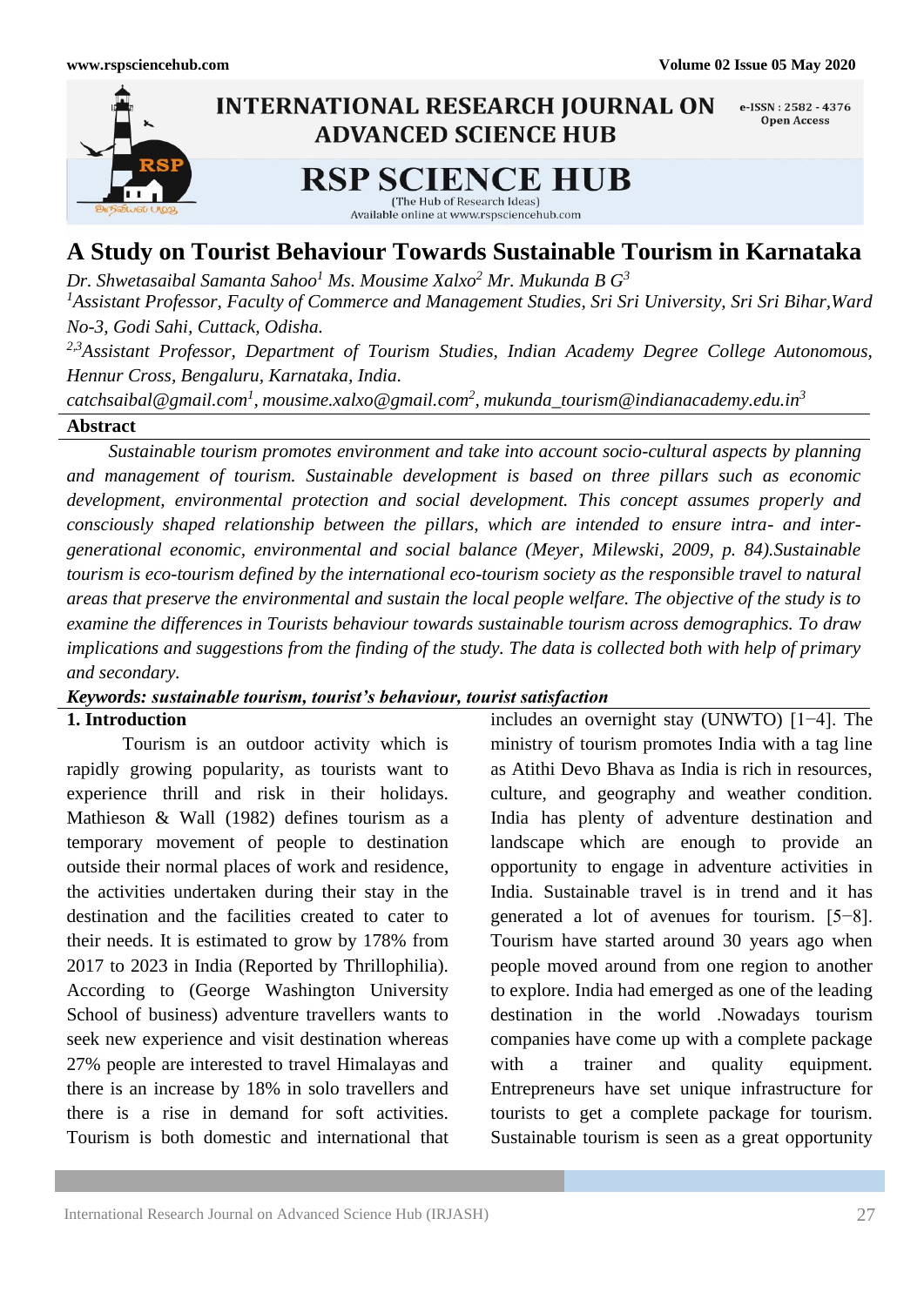# A Study on Tourist Behaviour Towards Sustainable Tourism in Karnataka

*Dr. Shwetasaibal Samanta Sahoo[1] Ms. Mousime Xalxo[2] Mr. Mukunda B G[3]*

*[1]Assistant Professor, Faculty of Commerce and Management Studies, Sri Sri University, Sri Sri Bihar,Ward No-3, Godi Sahi, Cuttack, Odisha.*

*[2,3]Assistant Professor, Department of Tourism Studies, Indian Academy Degree College Autonomous, Hennur Cross, Bengaluru, Karnataka, India.*

*catchsaibal@gmail.com[1], mousime.xalxo@gmail.com[2], mukunda_tourism@indianacademy.edu.in[3]*

## Abstract

*Sustainable tourism promotes environment and take into account socio-cultural aspects by planning and management of tourism. Sustainable development is based on three pillars such as economic development, environmental protection and social development. This concept assumes properly and consciously shaped relationship between the pillars, which are intended to ensure intra- and inter-generational economic, environmental and social balance (Meyer, Milewski, 2009, p. 84).Sustainable tourism is eco-tourism defined by the international eco-tourism society as the responsible travel to natural areas that preserve the environmental and sustain the local people welfare. The objective of the study is to examine the differences in Tourists behaviour towards sustainable tourism across demographics. To draw implications and suggestions from the finding of the study. The data is collected both with help of primary and secondary.*

***Keywords: sustainable tourism, tourist's behaviour, tourist satisfaction***

## 1. Introduction

Tourism is an outdoor activity which is rapidly growing popularity, as tourists want to experience thrill and risk in their holidays. Mathieson & Wall (1982) defines tourism as a temporary movement of people to destination outside their normal places of work and residence, the activities undertaken during their stay in the destination and the facilities created to cater to their needs. It is estimated to grow by 178% from 2017 to 2023 in India (Reported by Thrillophilia). According to (George Washington University School of business) adventure travellers wants to seek new experience and visit destination whereas 27% people are interested to travel Himalayas and there is an increase by 18% in solo travellers and there is a rise in demand for soft activities. Tourism is both domestic and international that includes an overnight stay (UNWTO) [1−4]. The ministry of tourism promotes India with a tag line as Atithi Devo Bhava as India is rich in resources, culture, and geography and weather condition. India has plenty of adventure destination and landscape which are enough to provide an opportunity to engage in adventure activities in India. Sustainable travel is in trend and it has generated a lot of avenues for tourism. [5−8]. Tourism have started around 30 years ago when people moved around from one region to another to explore. India had emerged as one of the leading destination in the world .Nowadays tourism companies have come up with a complete package with a trainer and quality equipment. Entrepreneurs have set unique infrastructure for tourists to get a complete package for tourism. Sustainable tourism is seen as a great opportunity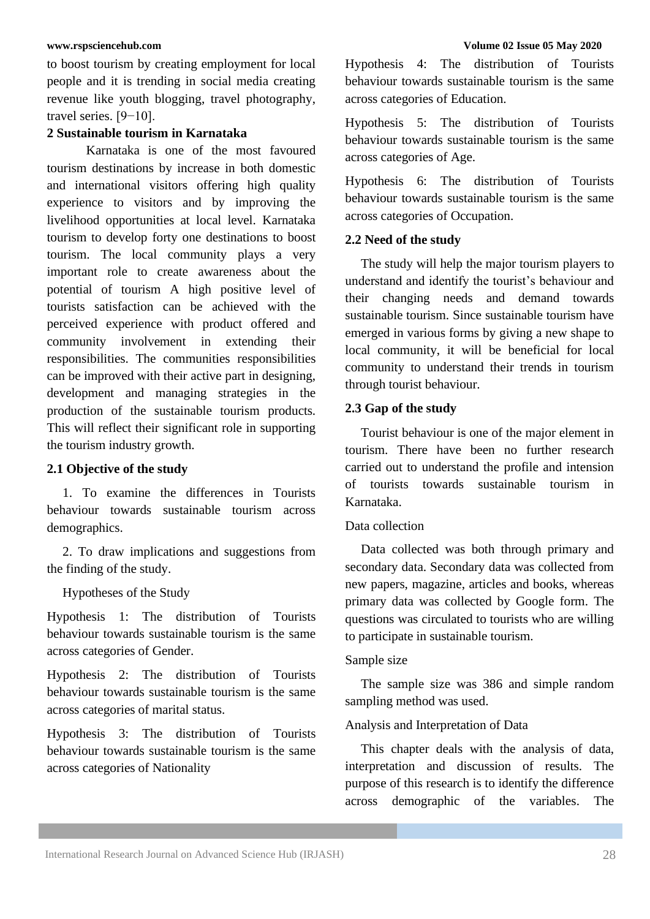to boost tourism by creating employment for local people and it is trending in social media creating revenue like youth blogging, travel photography, travel series. [9−10].

## 2 Sustainable tourism in Karnataka

Karnataka is one of the most favoured tourism destinations by increase in both domestic and international visitors offering high quality experience to visitors and by improving the livelihood opportunities at local level. Karnataka tourism to develop forty one destinations to boost tourism. The local community plays a very important role to create awareness about the potential of tourism A high positive level of tourists satisfaction can be achieved with the perceived experience with product offered and community involvement in extending their responsibilities. The communities responsibilities can be improved with their active part in designing, development and managing strategies in the production of the sustainable tourism products. This will reflect their significant role in supporting the tourism industry growth.

### 2.1 Objective of the study

1. To examine the differences in Tourists behaviour towards sustainable tourism across demographics.

2. To draw implications and suggestions from the finding of the study.

Hypotheses of the Study

Hypothesis 1: The distribution of Tourists behaviour towards sustainable tourism is the same across categories of Gender.

Hypothesis 2: The distribution of Tourists behaviour towards sustainable tourism is the same across categories of marital status.

Hypothesis 3: The distribution of Tourists behaviour towards sustainable tourism is the same across categories of Nationality

Hypothesis 4: The distribution of Tourists behaviour towards sustainable tourism is the same across categories of Education.

Hypothesis 5: The distribution of Tourists behaviour towards sustainable tourism is the same across categories of Age.

Hypothesis 6: The distribution of Tourists behaviour towards sustainable tourism is the same across categories of Occupation.

### 2.2 Need of the study

The study will help the major tourism players to understand and identify the tourist's behaviour and their changing needs and demand towards sustainable tourism. Since sustainable tourism have emerged in various forms by giving a new shape to local community, it will be beneficial for local community to understand their trends in tourism through tourist behaviour.

### 2.3 Gap of the study

Tourist behaviour is one of the major element in tourism. There have been no further research carried out to understand the profile and intension of tourists towards sustainable tourism in Karnataka.

Data collection

Data collected was both through primary and secondary data. Secondary data was collected from new papers, magazine, articles and books, whereas primary data was collected by Google form. The questions was circulated to tourists who are willing to participate in sustainable tourism.

Sample size

The sample size was 386 and simple random sampling method was used.

Analysis and Interpretation of Data

This chapter deals with the analysis of data, interpretation and discussion of results. The purpose of this research is to identify the difference across demographic of the variables. The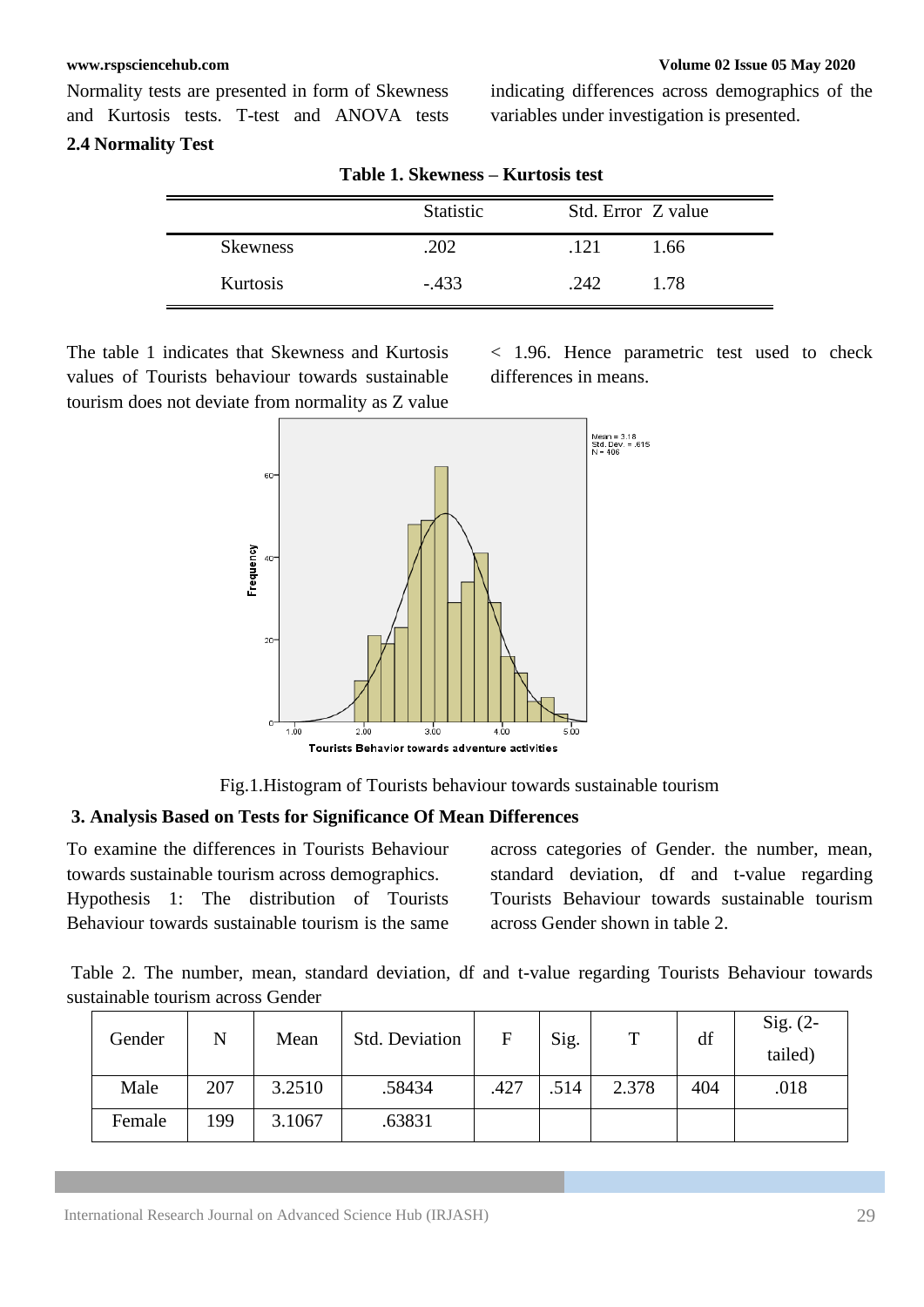Normality tests are presented in form of Skewness and Kurtosis tests. T-test and ANOVA tests indicating differences across demographics of the variables under investigation is presented.

**2.4 Normality Test**

**Table 1. Skewness – Kurtosis test**

| | Statistic | Std. Error | Z value |
|---|---|---|---|
| Skewness | .202 | .121 | 1.66 |
| Kurtosis | -.433 | .242 | 1.78 |

The table 1 indicates that Skewness and Kurtosis values of Tourists behaviour towards sustainable tourism does not deviate from normality as Z value < 1.96. Hence parametric test used to check differences in means.

Fig.1.Histogram of Tourists behaviour towards sustainable tourism

## 3. Analysis Based on Tests for Significance Of Mean Differences

To examine the differences in Tourists Behaviour towards sustainable tourism across demographics.

Hypothesis 1: The distribution of Tourists Behaviour towards sustainable tourism is the same across categories of Gender. the number, mean, standard deviation, df and t-value regarding Tourists Behaviour towards sustainable tourism across Gender shown in table 2.

Table 2. The number, mean, standard deviation, df and t-value regarding Tourists Behaviour towards sustainable tourism across Gender

| Gender | N | Mean | Std. Deviation | F | Sig. | T | df | Sig. (2-tailed) |
|---|---|---|---|---|---|---|---|---|
| Male | 207 | 3.2510 | .58434 | .427 | .514 | 2.378 | 404 | .018 |
| Female | 199 | 3.1067 | .63831 | | | | | |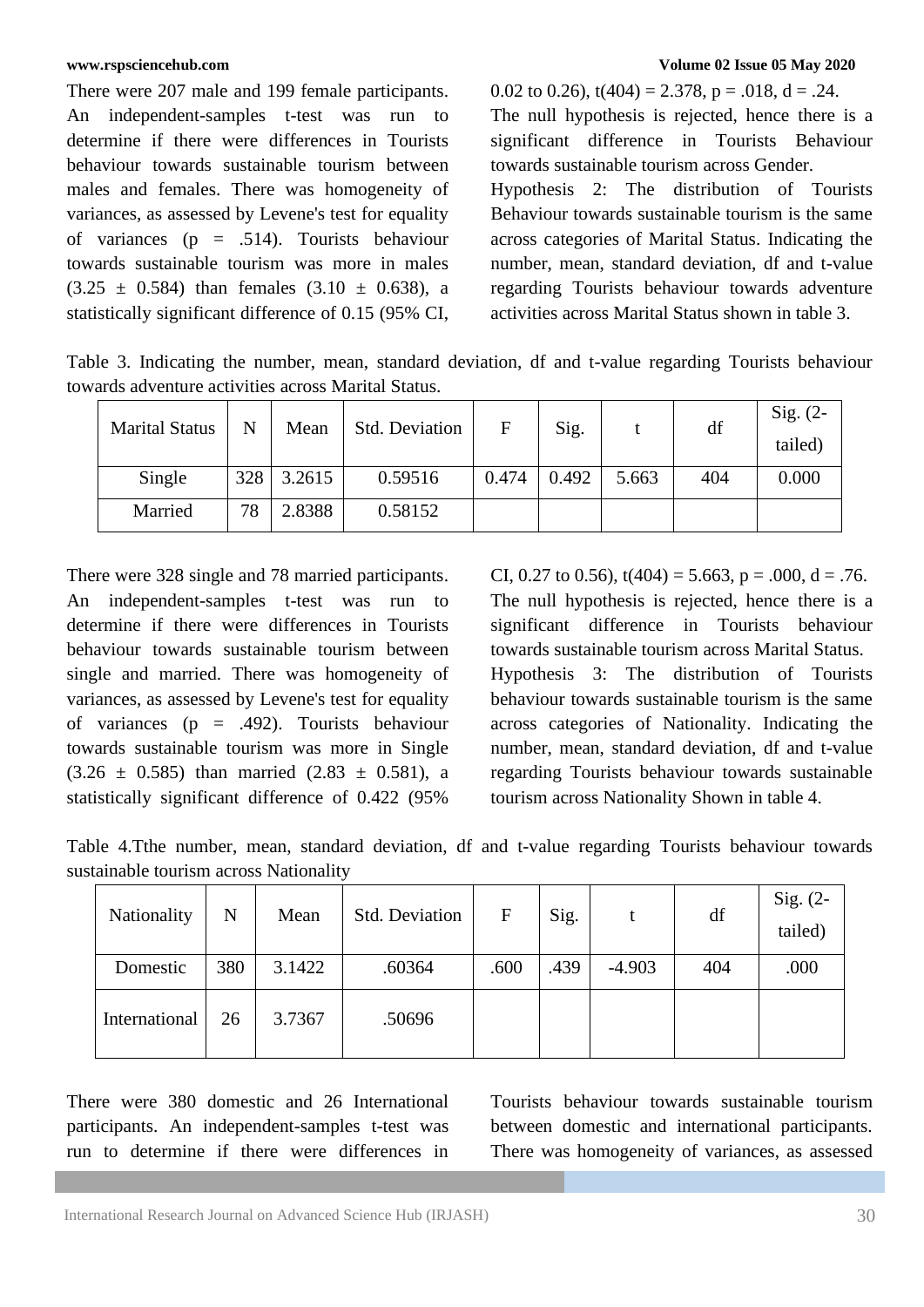There were 207 male and 199 female participants. An independent-samples t-test was run to determine if there were differences in Tourists behaviour towards sustainable tourism between males and females. There was homogeneity of variances, as assessed by Levene's test for equality of variances ($p = .514$). Tourists behaviour towards sustainable tourism was more in males ($3.25 \pm 0.584$) than females ($3.10 \pm 0.638$), a statistically significant difference of 0.15 (95% CI, 0.02 to 0.26), $t(404) = 2.378$, $p = .018$, $d = .24$.

The null hypothesis is rejected, hence there is a significant difference in Tourists Behaviour towards sustainable tourism across Gender.

Hypothesis 2: The distribution of Tourists Behaviour towards sustainable tourism is the same across categories of Marital Status. Indicating the number, mean, standard deviation, df and t-value regarding Tourists behaviour towards adventure activities across Marital Status shown in table 3.

Table 3. Indicating the number, mean, standard deviation, df and t-value regarding Tourists behaviour towards adventure activities across Marital Status.

| Marital Status | N | Mean | Std. Deviation | F | Sig. | t | df | Sig. (2-tailed) |
|---|---|---|---|---|---|---|---|---|
| Single | 328 | 3.2615 | 0.59516 | 0.474 | 0.492 | 5.663 | 404 | 0.000 |
| Married | 78 | 2.8388 | 0.58152 | | | | | |

There were 328 single and 78 married participants. An independent-samples t-test was run to determine if there were differences in Tourists behaviour towards sustainable tourism between single and married. There was homogeneity of variances, as assessed by Levene's test for equality of variances ($p = .492$). Tourists behaviour towards sustainable tourism was more in Single ($3.26 \pm 0.585$) than married ($2.83 \pm 0.581$), a statistically significant difference of 0.422 (95% CI, 0.27 to 0.56), $t(404) = 5.663$, $p = .000$, $d = .76$.

The null hypothesis is rejected, hence there is a significant difference in Tourists behaviour towards sustainable tourism across Marital Status.

Hypothesis 3: The distribution of Tourists behaviour towards sustainable tourism is the same across categories of Nationality. Indicating the number, mean, standard deviation, df and t-value regarding Tourists behaviour towards sustainable tourism across Nationality Shown in table 4.

Table 4.Tthe number, mean, standard deviation, df and t-value regarding Tourists behaviour towards sustainable tourism across Nationality

| Nationality | N | Mean | Std. Deviation | F | Sig. | t | df | Sig. (2-tailed) |
|---|---|---|---|---|---|---|---|---|
| Domestic | 380 | 3.1422 | .60364 | .600 | .439 | -4.903 | 404 | .000 |
| International | 26 | 3.7367 | .50696 | | | | | |

There were 380 domestic and 26 International participants. An independent-samples t-test was run to determine if there were differences in Tourists behaviour towards sustainable tourism between domestic and international participants. There was homogeneity of variances, as assessed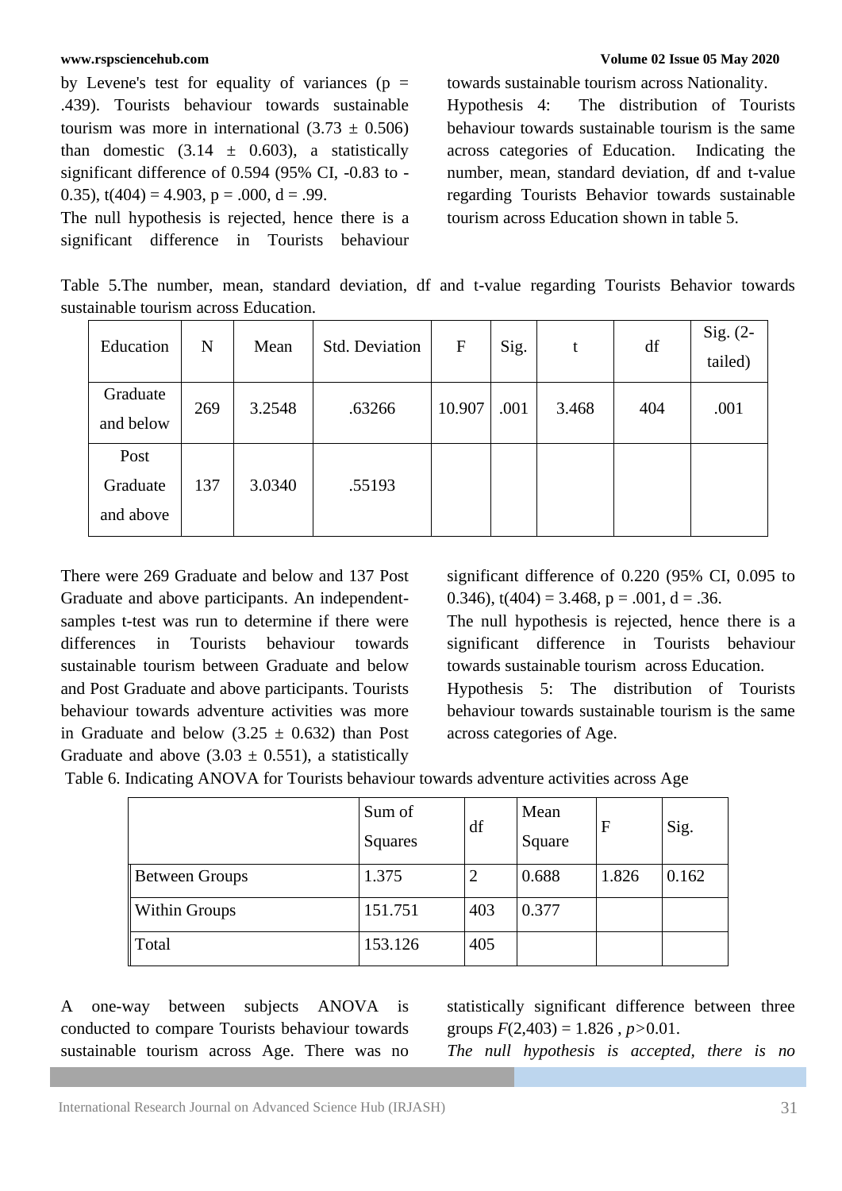by Levene's test for equality of variances (p = .439). Tourists behaviour towards sustainable tourism was more in international (3.73 ± 0.506) than domestic (3.14 ± 0.603), a statistically significant difference of 0.594 (95% CI, -0.83 to -0.35), t(404) = 4.903, p = .000, d = .99.

The null hypothesis is rejected, hence there is a significant difference in Tourists behaviour towards sustainable tourism across Nationality.

Hypothesis 4: The distribution of Tourists behaviour towards sustainable tourism is the same across categories of Education. Indicating the number, mean, standard deviation, df and t-value regarding Tourists Behavior towards sustainable tourism across Education shown in table 5.

Table 5.The number, mean, standard deviation, df and t-value regarding Tourists Behavior towards sustainable tourism across Education.

| Education | N | Mean | Std. Deviation | F | Sig. | t | df | Sig. (2-tailed) |
|---|---|---|---|---|---|---|---|---|
| Graduate and below | 269 | 3.2548 | .63266 | 10.907 | .001 | 3.468 | 404 | .001 |
| Post Graduate and above | 137 | 3.0340 | .55193 | | | | | |

There were 269 Graduate and below and 137 Post Graduate and above participants. An independent-samples t-test was run to determine if there were differences in Tourists behaviour towards sustainable tourism between Graduate and below and Post Graduate and above participants. Tourists behaviour towards adventure activities was more in Graduate and below (3.25 ± 0.632) than Post Graduate and above (3.03 ± 0.551), a statistically significant difference of 0.220 (95% CI, 0.095 to 0.346), t(404) = 3.468, p = .001, d = .36.

The null hypothesis is rejected, hence there is a significant difference in Tourists behaviour towards sustainable tourism across Education.

Hypothesis 5: The distribution of Tourists behaviour towards sustainable tourism is the same across categories of Age.

Table 6. Indicating ANOVA for Tourists behaviour towards adventure activities across Age

| | Sum of Squares | df | Mean Square | F | Sig. |
|---|---|---|---|---|---|
| Between Groups | 1.375 | 2 | 0.688 | 1.826 | 0.162 |
| Within Groups | 151.751 | 403 | 0.377 | | |
| Total | 153.126 | 405 | | | |

A one-way between subjects ANOVA is conducted to compare Tourists behaviour towards sustainable tourism across Age. There was no statistically significant difference between three groups $F(2,403) = 1.826$ , $p>0.01$.

*The null hypothesis is accepted, there is no*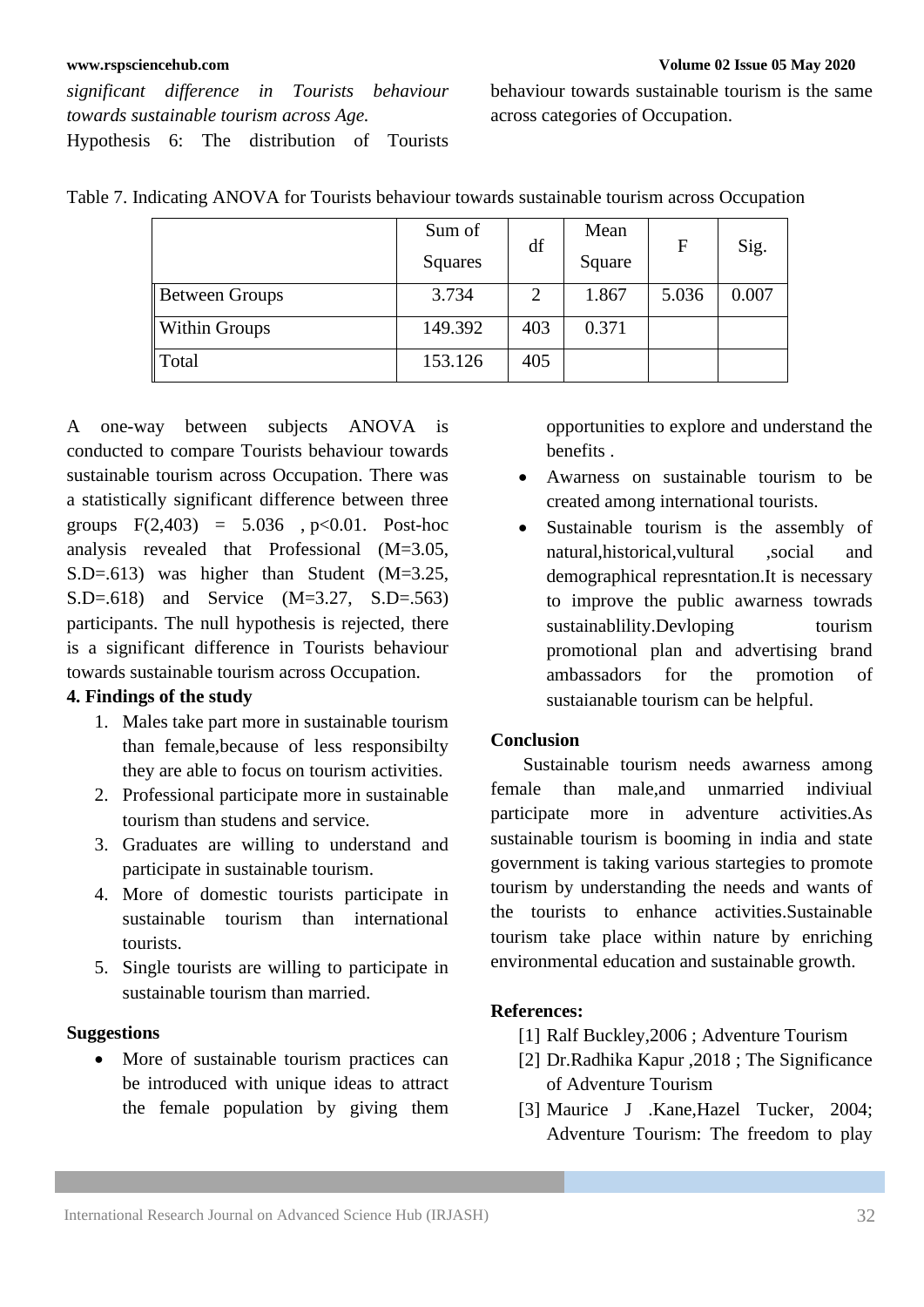*significant difference in Tourists behaviour towards sustainable tourism across Age.*

Hypothesis 6: The distribution of Tourists behaviour towards sustainable tourism is the same across categories of Occupation.

Table 7. Indicating ANOVA for Tourists behaviour towards sustainable tourism across Occupation

| | Sum of Squares | df | Mean Square | F | Sig. |
|---|---|---|---|---|---|
| Between Groups | 3.734 | 2 | 1.867 | 5.036 | 0.007 |
| Within Groups | 149.392 | 403 | 0.371 | | |
| Total | 153.126 | 405 | | | |

A one-way between subjects ANOVA is conducted to compare Tourists behaviour towards sustainable tourism across Occupation. There was a statistically significant difference between three groups $F(2,403) = 5.036$ , $p<0.01$. Post-hoc analysis revealed that Professional (M=3.05, S.D=.613) was higher than Student (M=3.25, S.D=.618) and Service (M=3.27, S.D=.563) participants. The null hypothesis is rejected, there is a significant difference in Tourists behaviour towards sustainable tourism across Occupation.

**4. Findings of the study**

1. Males take part more in sustainable tourism than female,because of less responsibilty they are able to focus on tourism activities.
2. Professional participate more in sustainable tourism than studens and service.
3. Graduates are willing to understand and participate in sustainable tourism.
4. More of domestic tourists participate in sustainable tourism than international tourists.
5. Single tourists are willing to participate in sustainable tourism than married.

**Suggestions**

- More of sustainable tourism practices can be introduced with unique ideas to attract the female population by giving them opportunities to explore and understand the benefits .
- Awarness on sustainable tourism to be created among international tourists.
- Sustainable tourism is the assembly of natural,historical,vultural ,social and demographical represntation.It is necessary to improve the public awarness towrads sustainablility.Devloping tourism promotional plan and advertising brand ambassadors for the promotion of sustaianable tourism can be helpful.

**Conclusion**

Sustainable tourism needs awarness among female than male,and unmarried indiviual participate more in adventure activities.As sustainable tourism is booming in india and state government is taking various startegies to promote tourism by understanding the needs and wants of the tourists to enhance activities.Sustainable tourism take place within nature by enriching environmental education and sustainable growth.

**References:**

[1] Ralf Buckley,2006 ; Adventure Tourism

[2] Dr.Radhika Kapur ,2018 ; The Significance of Adventure Tourism

[3] Maurice J .Kane,Hazel Tucker, 2004; Adventure Tourism: The freedom to play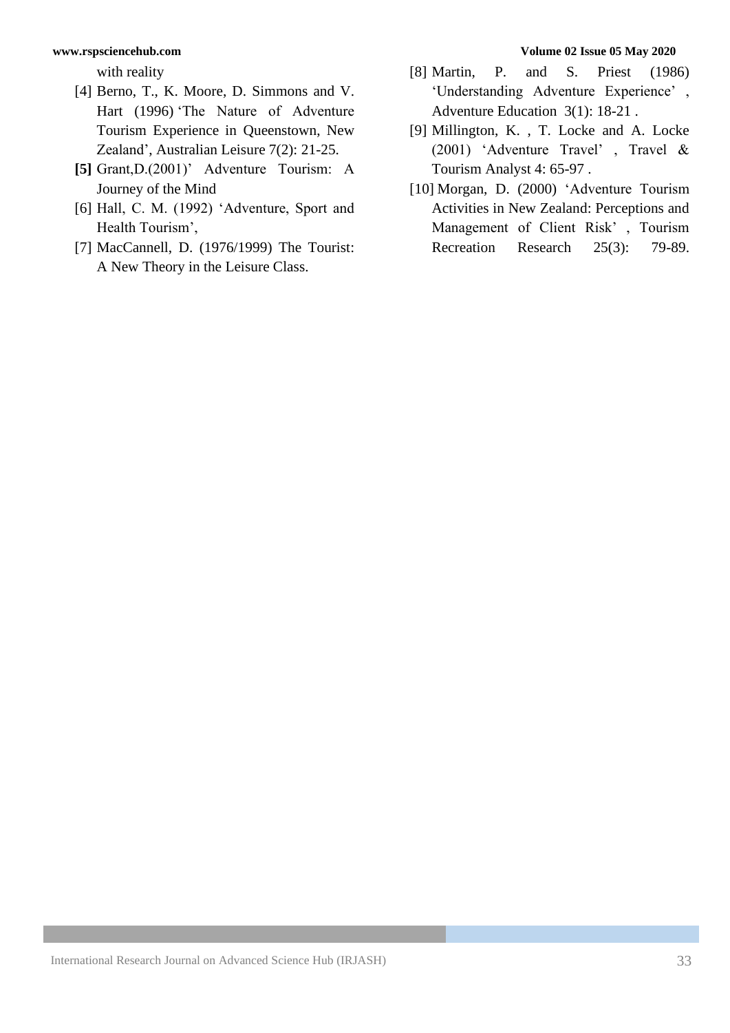with reality

[4] Berno, T., K. Moore, D. Simmons and V. Hart (1996) 'The Nature of Adventure Tourism Experience in Queenstown, New Zealand', Australian Leisure 7(2): 21-25.

**[5]** Grant,D.(2001)' Adventure Tourism: A Journey of the Mind

[6] Hall, C. M. (1992) 'Adventure, Sport and Health Tourism',

[7] MacCannell, D. (1976/1999) The Tourist: A New Theory in the Leisure Class.

[8] Martin, P. and S. Priest (1986) 'Understanding Adventure Experience' , Adventure Education 3(1): 18-21 .

[9] Millington, K. , T. Locke and A. Locke (2001) 'Adventure Travel' , Travel & Tourism Analyst 4: 65-97 .

[10] Morgan, D. (2000) 'Adventure Tourism Activities in New Zealand: Perceptions and Management of Client Risk' , Tourism Recreation Research 25(3): 79-89.